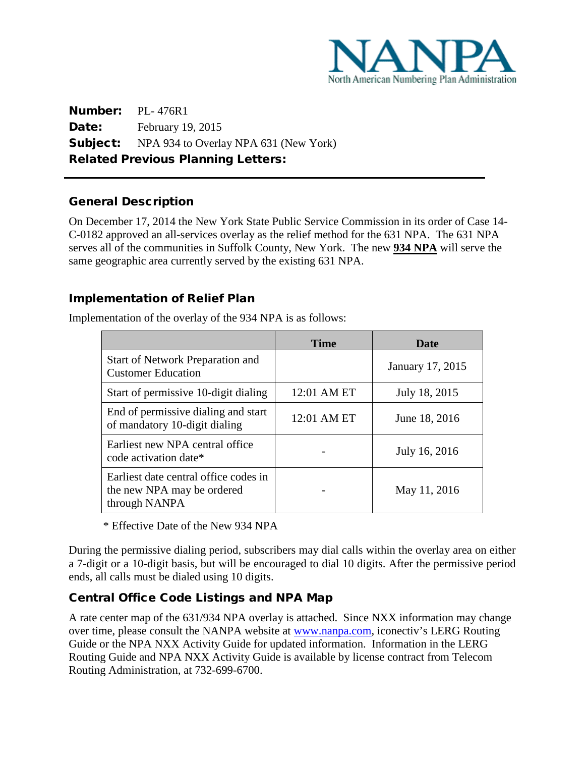NANPA
North American Numbering Plan Administration

**Number:** PL- 476R1
**Date:** February 19, 2015
**Subject:** NPA 934 to Overlay NPA 631 (New York)
**Related Previous Planning Letters:**

---

## General Description

On December 17, 2014 the New York State Public Service Commission in its order of Case 14-C-0182 approved an all-services overlay as the relief method for the 631 NPA. The 631 NPA serves all of the communities in Suffolk County, New York. The new **934 NPA** will serve the same geographic area currently served by the existing 631 NPA.

## Implementation of Relief Plan

Implementation of the overlay of the 934 NPA is as follows:

| | Time | Date |
|---|---|---|
| Start of Network Preparation and Customer Education | | January 17, 2015 |
| Start of permissive 10-digit dialing | 12:01 AM ET | July 18, 2015 |
| End of permissive dialing and start of mandatory 10-digit dialing | 12:01 AM ET | June 18, 2016 |
| Earliest new NPA central office code activation date* | - | July 16, 2016 |
| Earliest date central office codes in the new NPA may be ordered through NANPA | - | May 11, 2016 |

\* Effective Date of the New 934 NPA

During the permissive dialing period, subscribers may dial calls within the overlay area on either a 7-digit or a 10-digit basis, but will be encouraged to dial 10 digits. After the permissive period ends, all calls must be dialed using 10 digits.

## Central Office Code Listings and NPA Map

A rate center map of the 631/934 NPA overlay is attached. Since NXX information may change over time, please consult the NANPA website at www.nanpa.com, iconectiv's LERG Routing Guide or the NPA NXX Activity Guide for updated information. Information in the LERG Routing Guide and NPA NXX Activity Guide is available by license contract from Telecom Routing Administration, at 732-699-6700.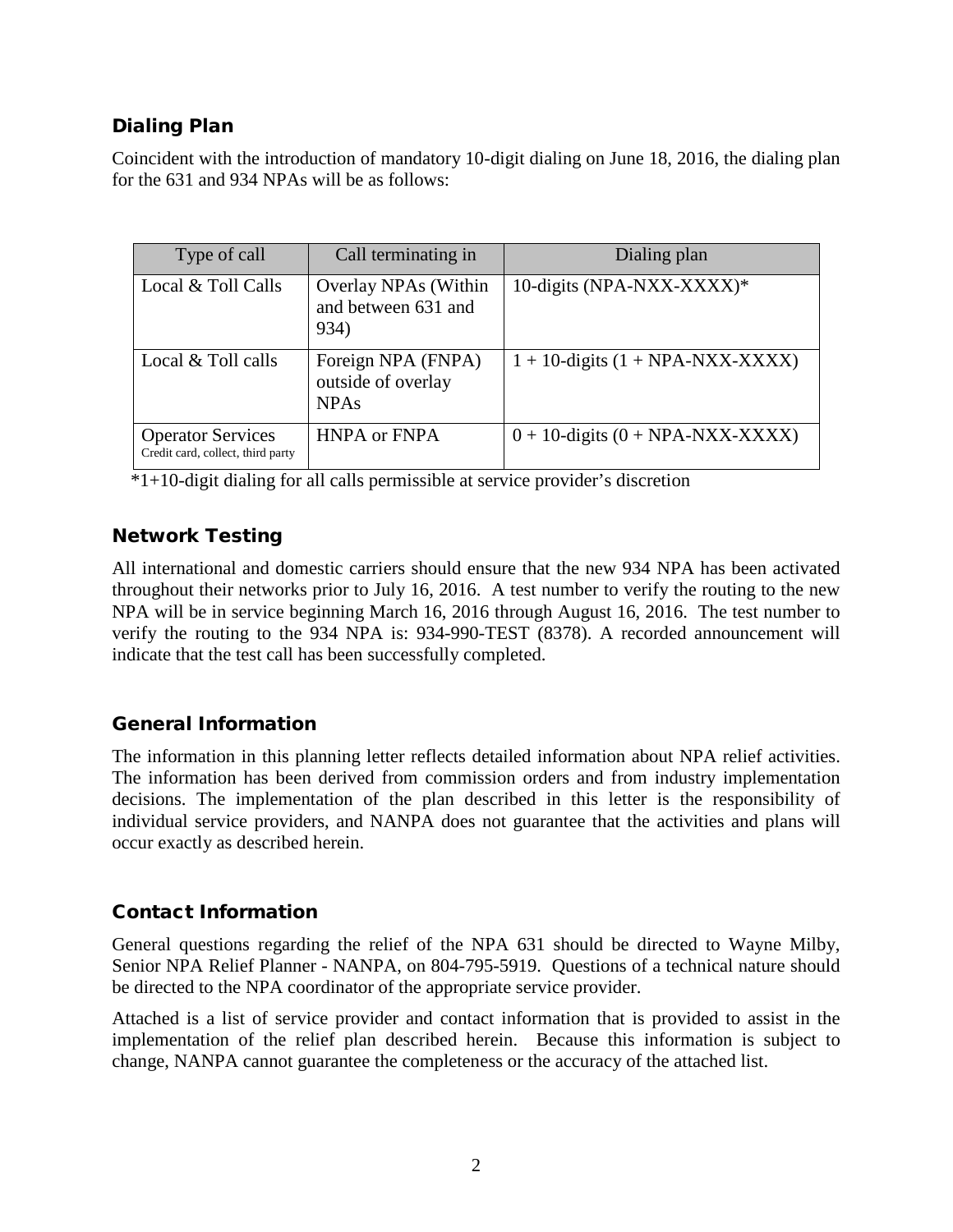## Dialing Plan

Coincident with the introduction of mandatory 10-digit dialing on June 18, 2016, the dialing plan for the 631 and 934 NPAs will be as follows:

| Type of call | Call terminating in | Dialing plan |
|---|---|---|
| Local & Toll Calls | Overlay NPAs (Within and between 631 and 934) | 10-digits (NPA-NXX-XXXX)* |
| Local & Toll calls | Foreign NPA (FNPA) outside of overlay NPAs | 1 + 10-digits (1 + NPA-NXX-XXXX) |
| Operator Services Credit card, collect, third party | HNPA or FNPA | 0 + 10-digits (0 + NPA-NXX-XXXX) |

*1+10-digit dialing for all calls permissible at service provider's discretion

## Network Testing

All international and domestic carriers should ensure that the new 934 NPA has been activated throughout their networks prior to July 16, 2016. A test number to verify the routing to the new NPA will be in service beginning March 16, 2016 through August 16, 2016. The test number to verify the routing to the 934 NPA is: 934-990-TEST (8378). A recorded announcement will indicate that the test call has been successfully completed.

## General Information

The information in this planning letter reflects detailed information about NPA relief activities. The information has been derived from commission orders and from industry implementation decisions. The implementation of the plan described in this letter is the responsibility of individual service providers, and NANPA does not guarantee that the activities and plans will occur exactly as described herein.

## Contact Information

General questions regarding the relief of the NPA 631 should be directed to Wayne Milby, Senior NPA Relief Planner - NANPA, on 804-795-5919. Questions of a technical nature should be directed to the NPA coordinator of the appropriate service provider.

Attached is a list of service provider and contact information that is provided to assist in the implementation of the relief plan described herein. Because this information is subject to change, NANPA cannot guarantee the completeness or the accuracy of the attached list.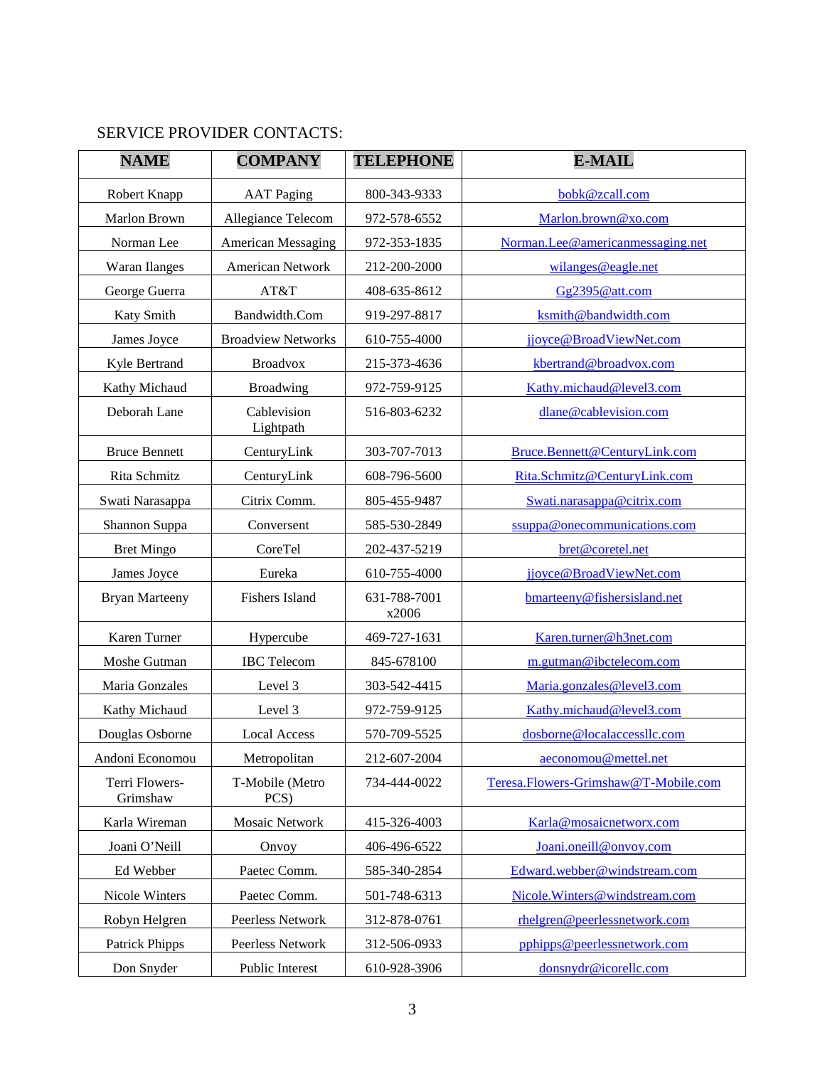SERVICE PROVIDER CONTACTS:

| NAME | COMPANY | TELEPHONE | E-MAIL |
|---|---|---|---|
| Robert Knapp | AAT Paging | 800-343-9333 | bobk@zcall.com |
| Marlon Brown | Allegiance Telecom | 972-578-6552 | Marlon.brown@xo.com |
| Norman Lee | American Messaging | 972-353-1835 | Norman.Lee@americanmessaging.net |
| Waran Ilanges | American Network | 212-200-2000 | wilanges@eagle.net |
| George Guerra | AT&T | 408-635-8612 | Gg2395@att.com |
| Katy Smith | Bandwidth.Com | 919-297-8817 | ksmith@bandwidth.com |
| James Joyce | Broadview Networks | 610-755-4000 | jjoyce@BroadViewNet.com |
| Kyle Bertrand | Broadvox | 215-373-4636 | kbertrand@broadvox.com |
| Kathy Michaud | Broadwing | 972-759-9125 | Kathy.michaud@level3.com |
| Deborah Lane | Cablevision Lightpath | 516-803-6232 | dlane@cablevision.com |
| Bruce Bennett | CenturyLink | 303-707-7013 | Bruce.Bennett@CenturyLink.com |
| Rita Schmitz | CenturyLink | 608-796-5600 | Rita.Schmitz@CenturyLink.com |
| Swati Narasappa | Citrix Comm. | 805-455-9487 | Swati.narasappa@citrix.com |
| Shannon Suppa | Conversent | 585-530-2849 | ssuppa@onecommunications.com |
| Bret Mingo | CoreTel | 202-437-5219 | bret@coretel.net |
| James Joyce | Eureka | 610-755-4000 | jjoyce@BroadViewNet.com |
| Bryan Marteeny | Fishers Island | 631-788-7001 x2006 | bmarteeny@fishersisland.net |
| Karen Turner | Hypercube | 469-727-1631 | Karen.turner@h3net.com |
| Moshe Gutman | IBC Telecom | 845-678100 | m.gutman@ibctelecom.com |
| Maria Gonzales | Level 3 | 303-542-4415 | Maria.gonzales@level3.com |
| Kathy Michaud | Level 3 | 972-759-9125 | Kathy.michaud@level3.com |
| Douglas Osborne | Local Access | 570-709-5525 | dosborne@localaccessllc.com |
| Andoni Economou | Metropolitan | 212-607-2004 | aeconomou@mettel.net |
| Terri Flowers-Grimshaw | T-Mobile (Metro PCS) | 734-444-0022 | Teresa.Flowers-Grimshaw@T-Mobile.com |
| Karla Wireman | Mosaic Network | 415-326-4003 | Karla@mosaicnetworx.com |
| Joani O'Neill | Onvoy | 406-496-6522 | Joani.oneill@onvoy.com |
| Ed Webber | Paetec Comm. | 585-340-2854 | Edward.webber@windstream.com |
| Nicole Winters | Paetec Comm. | 501-748-6313 | Nicole.Winters@windstream.com |
| Robyn Helgren | Peerless Network | 312-878-0761 | rhelgren@peerlessnetwork.com |
| Patrick Phipps | Peerless Network | 312-506-0933 | pphipps@peerlessnetwork.com |
| Don Snyder | Public Interest | 610-928-3906 | donsnydr@icorellc.com |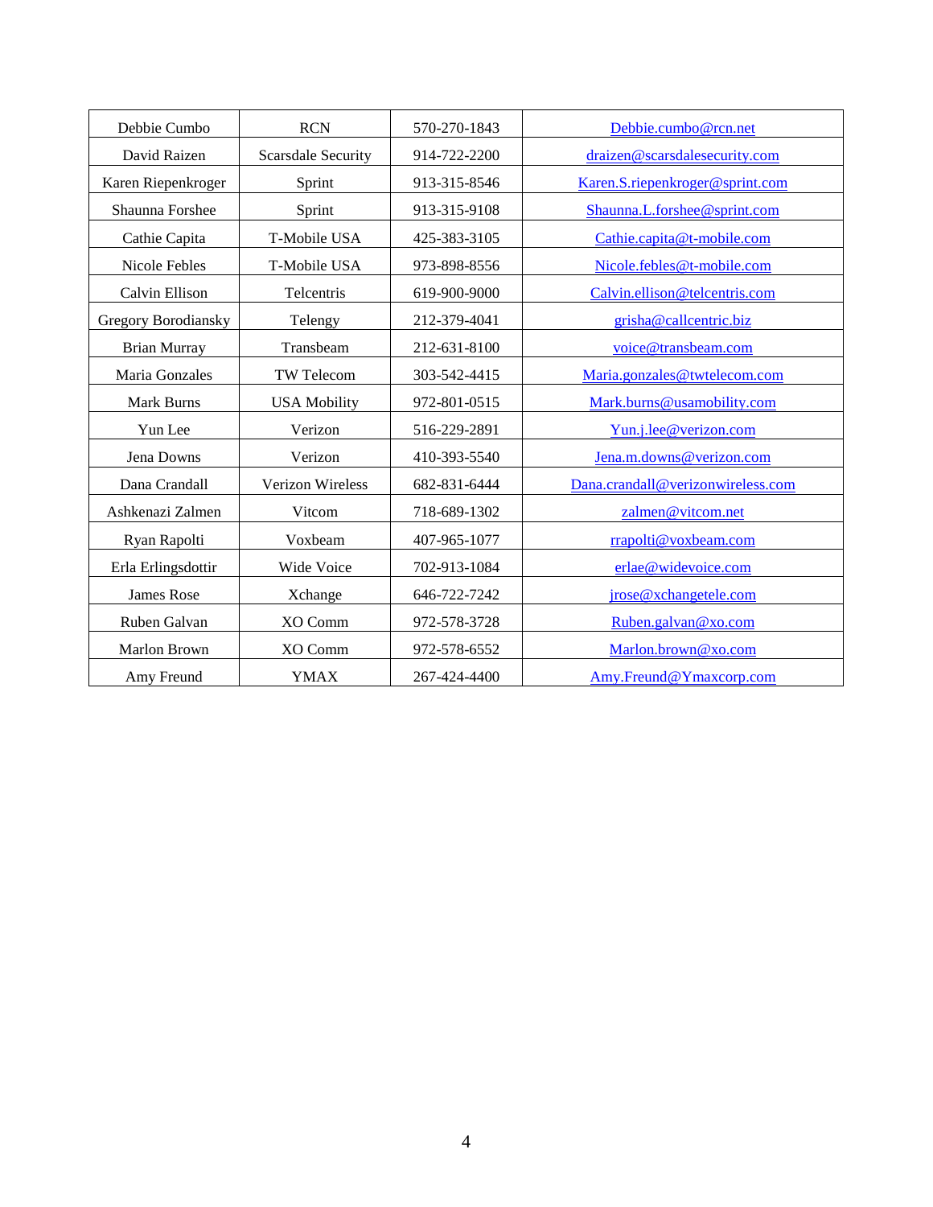| Debbie Cumbo | RCN | 570-270-1843 | Debbie.cumbo@rcn.net |
|---|---|---|---|
| David Raizen | Scarsdale Security | 914-722-2200 | draizen@scarsdalesecurity.com |
| Karen Riepenkroger | Sprint | 913-315-8546 | Karen.S.riepenkroger@sprint.com |
| Shaunna Forshee | Sprint | 913-315-9108 | Shaunna.L.forshee@sprint.com |
| Cathie Capita | T-Mobile USA | 425-383-3105 | Cathie.capita@t-mobile.com |
| Nicole Febles | T-Mobile USA | 973-898-8556 | Nicole.febles@t-mobile.com |
| Calvin Ellison | Telcentris | 619-900-9000 | Calvin.ellison@telcentris.com |
| Gregory Borodiansky | Telengy | 212-379-4041 | grisha@callcentric.biz |
| Brian Murray | Transbeam | 212-631-8100 | voice@transbeam.com |
| Maria Gonzales | TW Telecom | 303-542-4415 | Maria.gonzales@twtelecom.com |
| Mark Burns | USA Mobility | 972-801-0515 | Mark.burns@usamobility.com |
| Yun Lee | Verizon | 516-229-2891 | Yun.j.lee@verizon.com |
| Jena Downs | Verizon | 410-393-5540 | Jena.m.downs@verizon.com |
| Dana Crandall | Verizon Wireless | 682-831-6444 | Dana.crandall@verizonwireless.com |
| Ashkenazi Zalmen | Vitcom | 718-689-1302 | zalmen@vitcom.net |
| Ryan Rapolti | Voxbeam | 407-965-1077 | rrapolti@voxbeam.com |
| Erla Erlingsdottir | Wide Voice | 702-913-1084 | erlae@widevoice.com |
| James Rose | Xchange | 646-722-7242 | jrose@xchangetele.com |
| Ruben Galvan | XO Comm | 972-578-3728 | Ruben.galvan@xo.com |
| Marlon Brown | XO Comm | 972-578-6552 | Marlon.brown@xo.com |
| Amy Freund | YMAX | 267-424-4400 | Amy.Freund@Ymaxcorp.com |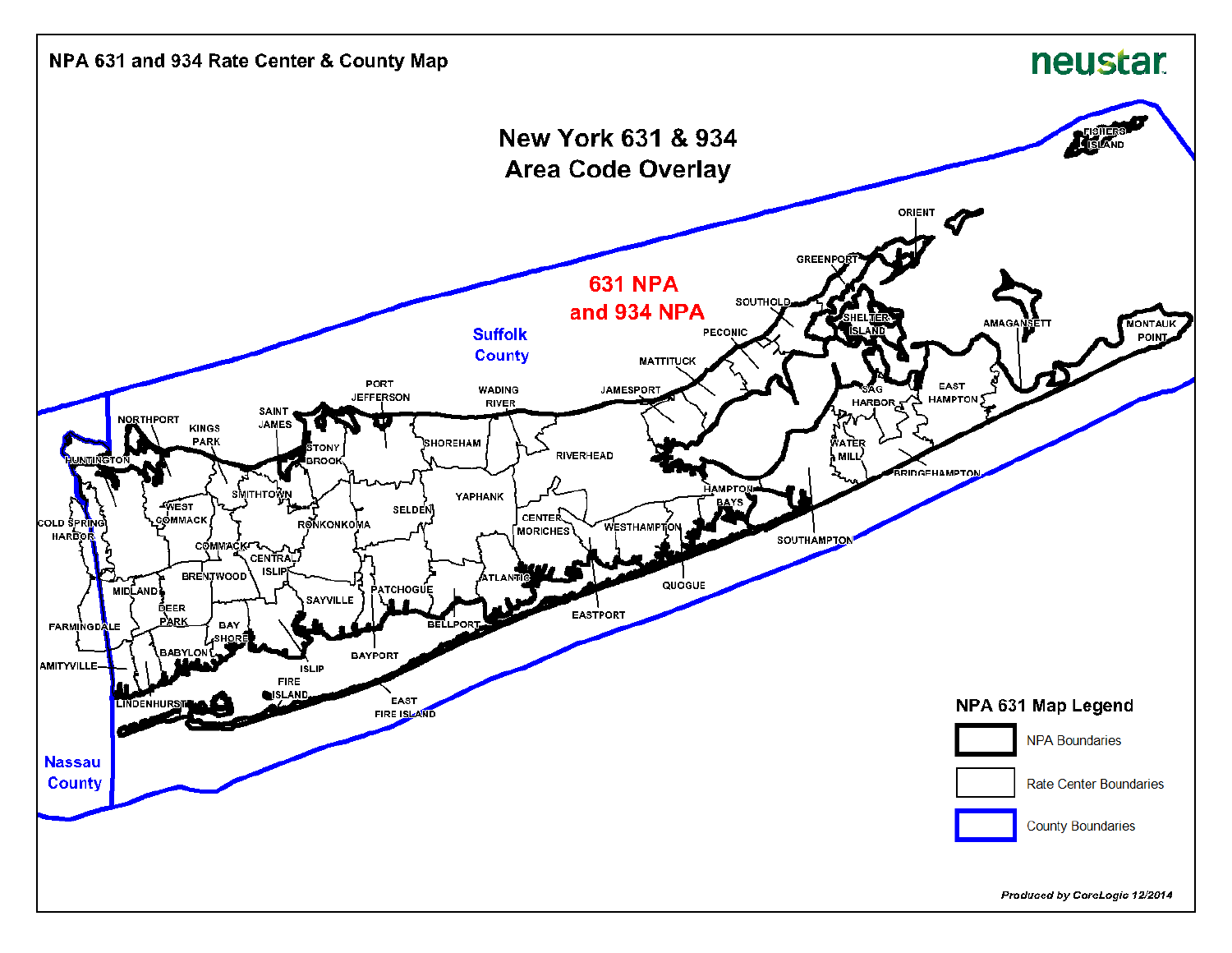# NPA 631 and 934 Rate Center & County Map

neustar

## New York 631 & 934 Area Code Overlay

**631 NPA and 934 NPA**

Suffolk County

Nassau County

FISHERS ISLAND, ORIENT, GREENPORT, SOUTHOLD, SHELTER ISLAND, PECONIC, AMAGANSETT, MONTAUK POINT, MATTITUCK, JAMESPORT, SAG HARBOR, EAST HAMPTON, WADING RIVER, PORT JEFFERSON, SAINT JAMES, NORTHPORT, KINGS PARK, HUNTINGTON, STONY BROOK, SHOREHAM, RIVERHEAD, WATER MILL, BRIDGEHAMPTON, HAMPTON BAYS, SOUTHAMPTON, SMITHTOWN, YAPHANK, SELDEN, WEST COMMACK, COLD SPRING HARBOR, RONKONKOMA, CENTER MORICHES, WESTHAMPTON, COMMACK, CENTRAL ISLIP, BRENTWOOD, ATLANTIC, QUOGUE, MIDLAND, PATCHOGUE, SAYVILLE, DEER PARK, EASTPORT, BELLPORT, FARMINGDALE, BAY SHORE, BABYLON, BAYPORT, AMITYVILLE, ISLIP, FIRE ISLAND, EAST FIRE ISLAND, LINDENHURST

### NPA 631 Map Legend

- NPA Boundaries
- Rate Center Boundaries
- County Boundaries

*Produced by CoreLogic 12/2014*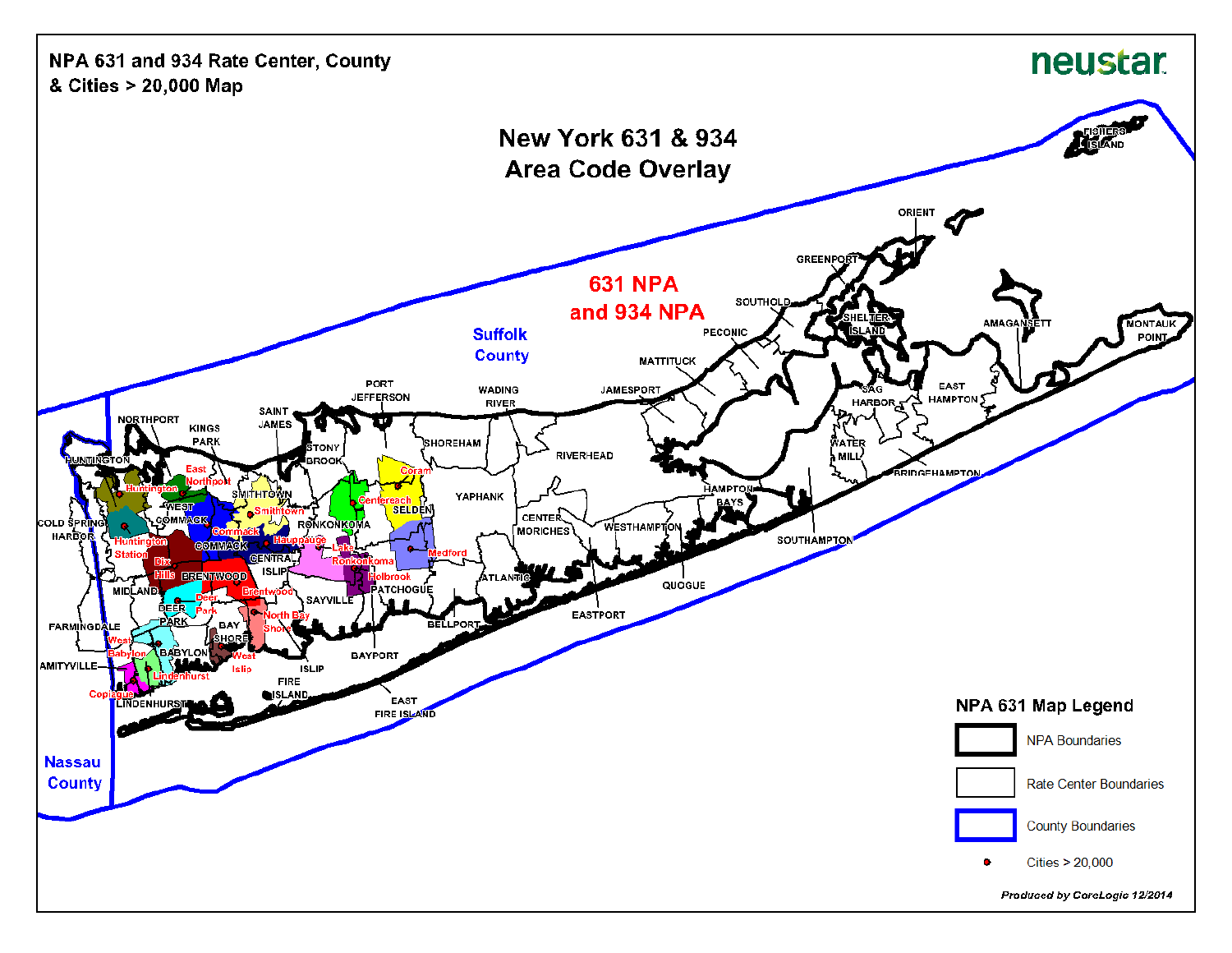NPA 631 and 934 Rate Center, County & Cities > 20,000 Map

neustar

# New York 631 & 934 Area Code Overlay

631 NPA
and 934 NPA

Suffolk County

Nassau County

FISHERS ISLAND
ORIENT
GREENPORT
SOUTHOLD
SHELTER ISLAND
AMAGANSETT
MONTAUK POINT
PECONIC
MATTITUCK
JAMESPORT
SAG HARBOR
EAST HAMPTON
WATER MILL
BRIDGEHAMPTON
PORT JEFFERSON
WADING RIVER
RIVERHEAD
HAMPTON BAYS
SOUTHAMPTON
QUOGUE
WESTHAMPTON
EASTPORT
CENTER MORICHES
ATLANTIC
YAPHANK
SHOREHAM
NORTHPORT
KINGS PARK
SAINT JAMES
STONY BROOK
HUNTINGTON
COLD SPRING HARBOR
WEST COMMACK
COMMACK
SMITHTOWN
RONKONKOMA
SELDEN
CENTRAL ISLIP
BRENTWOOD
MIDLAND
DEER PARK
FARMINGDALE
AMITYVILLE
BABYLON
BAY SHORE
LINDENHURST
SAYVILLE
PATCHOGUE
BELLPORT
BAYPORT
ISLIP
FIRE ISLAND
EAST FIRE ISLAND

Huntington
East Northport
Smithtown
Centereach
Coram
Commack
Hauppauge
Lake Ronkonkoma
Holbrook
Medford
Huntington Station
Dix Hills
Brentwood
Deer Park
North Bay Shore
West Babylon
West Islip
Lindenhurst
Copiague

NPA 631 Map Legend

NPA Boundaries
Rate Center Boundaries
County Boundaries
Cities > 20,000

*Produced by CoreLogic 12/2014*